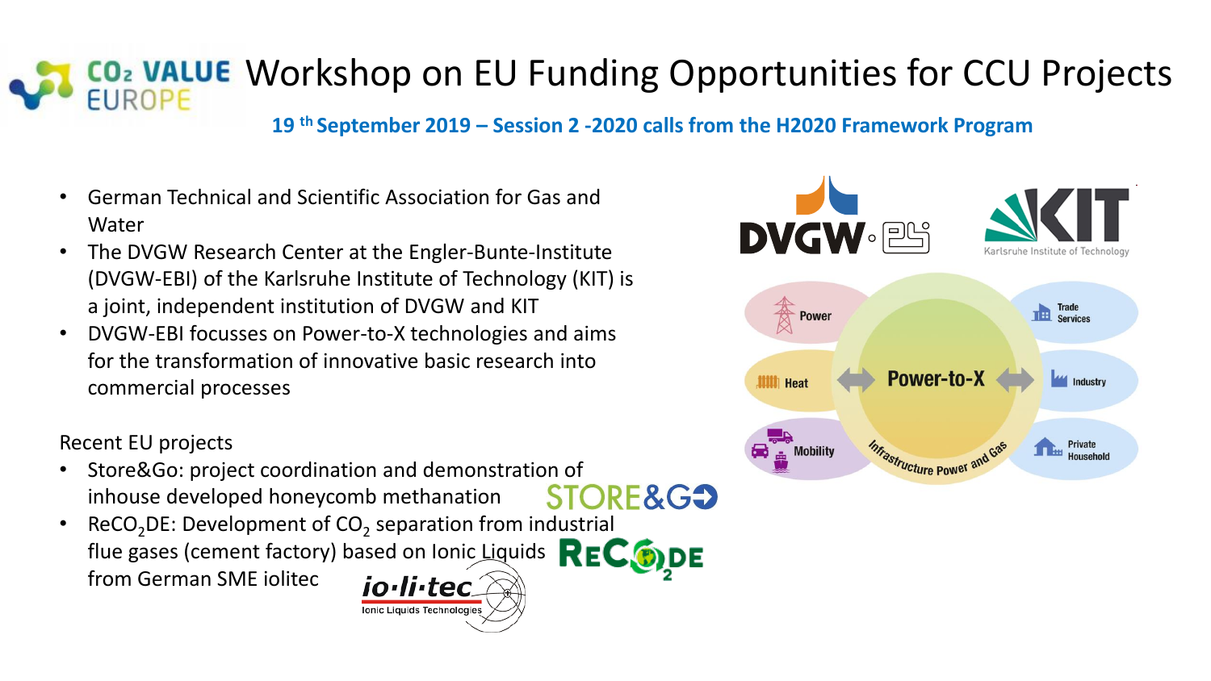# Workshop on EU Funding Opportunities for CCU Projects

**19 th September 2019 – Session 2 -2020 calls from the H2020 Framework Program**

- German Technical and Scientific Association for Gas and Water
- The DVGW Research Center at the Engler-Bunte-Institute (DVGW-EBI) of the Karlsruhe Institute of Technology (KIT) is a joint, independent institution of DVGW and KIT
- DVGW-EBI focusses on Power-to-X technologies and aims for the transformation of innovative basic research into commercial processes

Recent EU projects

- Store&Go: project coordination and demonstration of inhouse developed honeycomb methanation
- Re$CO_2$DE: Development of $CO_2$ separation from industrial flue gases (cement factory) based on Ionic Liquids from German SME iolitec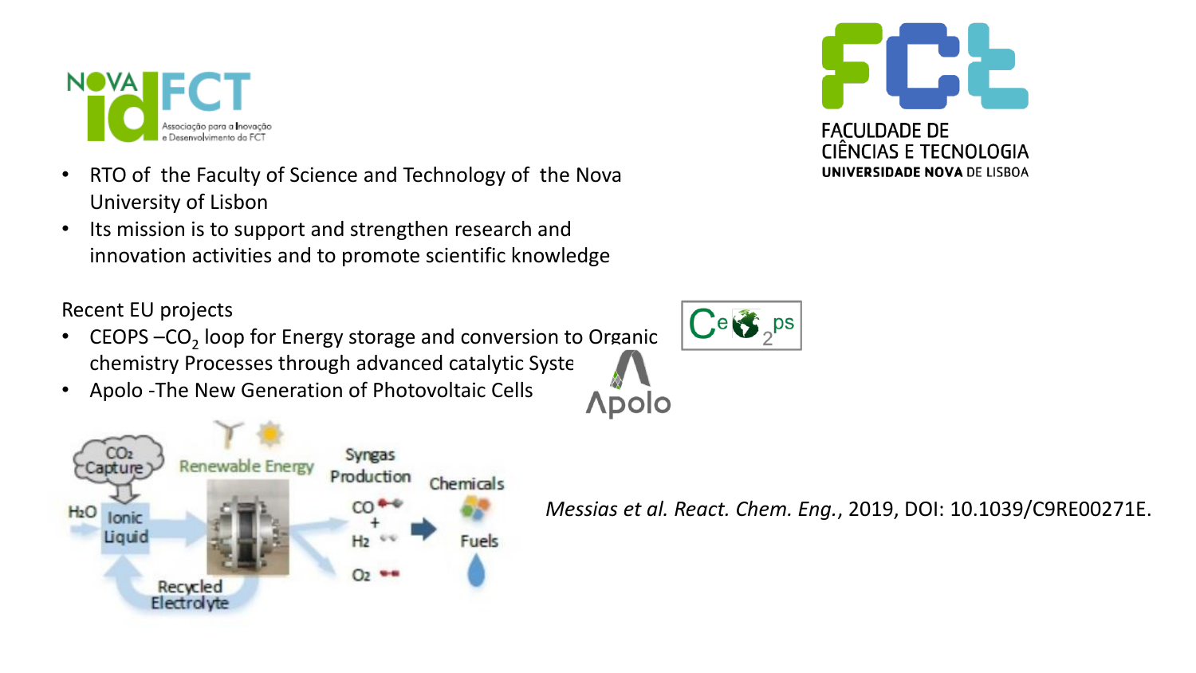- RTO of the Faculty of Science and Technology of the Nova University of Lisbon
- Its mission is to support and strengthen research and innovation activities and to promote scientific knowledge

Recent EU projects

- CEOPS – $CO_2$ loop for Energy storage and conversion to Organic chemistry Processes through advanced catalytic Syste
- Apolo -The New Generation of Photovoltaic Cells

*Messias et al. React. Chem. Eng.*, 2019, DOI: 10.1039/C9RE00271E.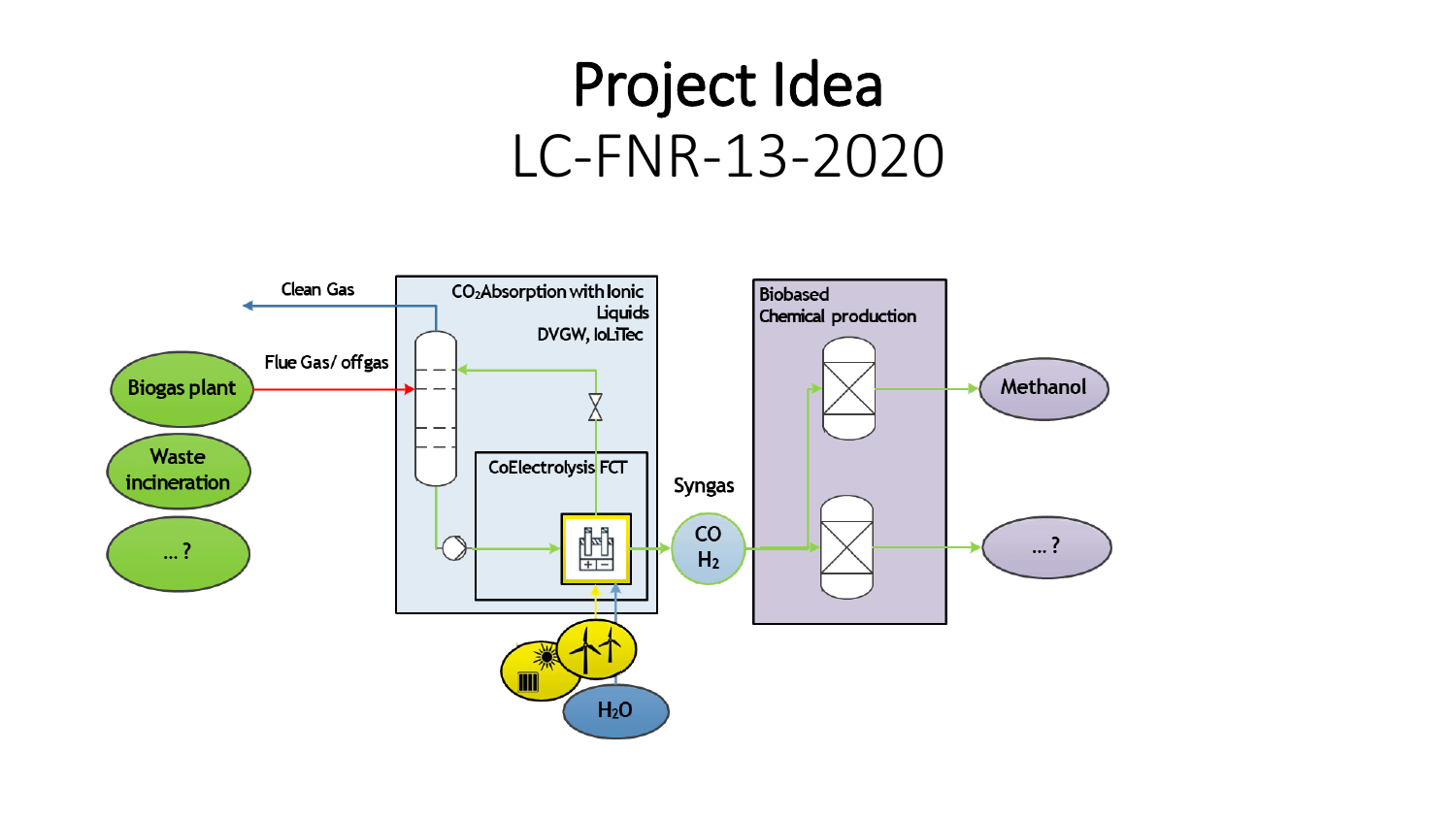# Project Idea

## LC-FNR-13-2020

Clean Gas

Flue Gas/ offgas

Biogas plant

Waste incineration

... ?

$CO_2$ Absorption with Ionic Liquids DVGW, IoLiTec

CoElectrolysis FCT

$H_2O$

Syngas

CO $H_2$

Biobased Chemical production

Methanol

... ?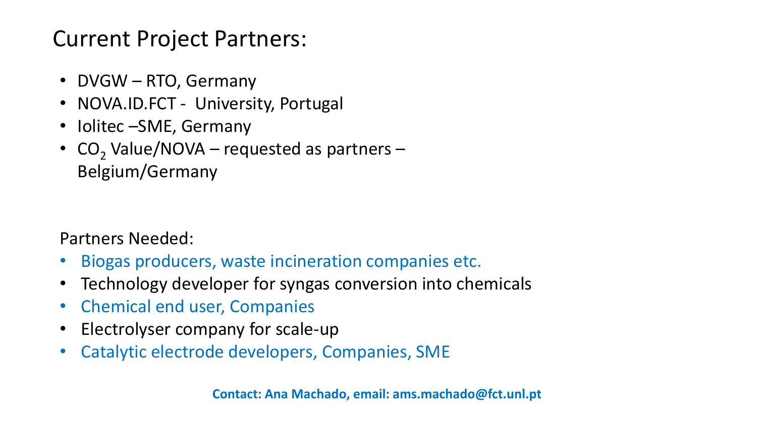# Current Project Partners:

- DVGW – RTO, Germany
- NOVA.ID.FCT - University, Portugal
- Iolitec –SME, Germany
- $CO_2$ Value/NOVA – requested as partners – Belgium/Germany

Partners Needed:

- Biogas producers, waste incineration companies etc.
- Technology developer for syngas conversion into chemicals
- Chemical end user, Companies
- Electrolyser company for scale-up
- Catalytic electrode developers, Companies, SME

**Contact: Ana Machado, email: ams.machado@fct.unl.pt**